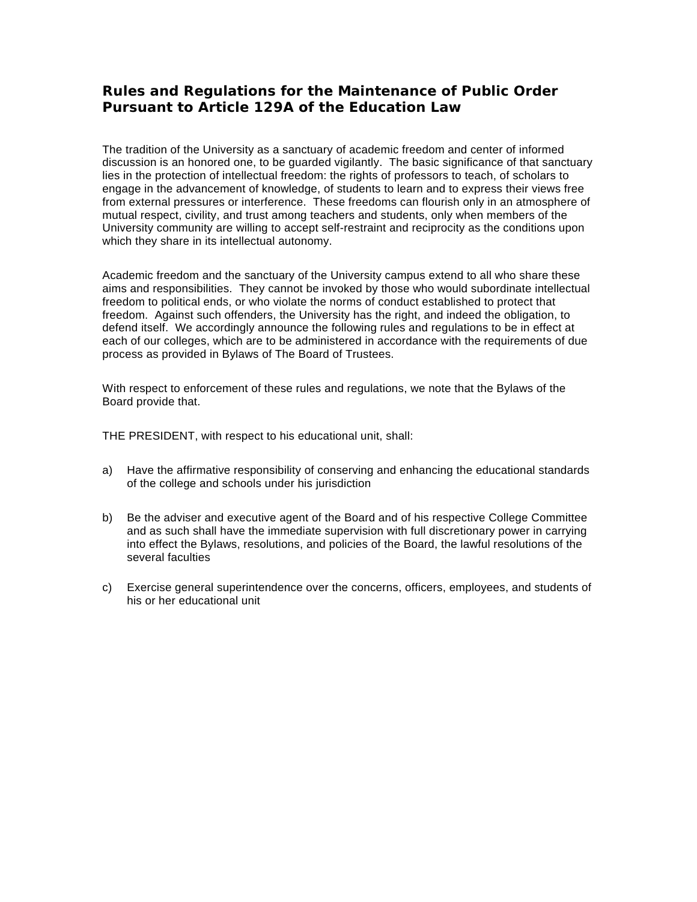# Rules and Regulations for the Maintenance of Public Order Pursuant to Article 129A of the Education Law

The tradition of the University as a sanctuary of academic freedom and center of informed discussion is an honored one, to be guarded vigilantly. The basic significance of that sanctuary lies in the protection of intellectual freedom: the rights of professors to teach, of scholars to engage in the advancement of knowledge, of students to learn and to express their views free from external pressures or interference. These freedoms can flourish only in an atmosphere of mutual respect, civility, and trust among teachers and students, only when members of the University community are willing to accept self-restraint and reciprocity as the conditions upon which they share in its intellectual autonomy.

Academic freedom and the sanctuary of the University campus extend to all who share these aims and responsibilities. They cannot be invoked by those who would subordinate intellectual freedom to political ends, or who violate the norms of conduct established to protect that freedom. Against such offenders, the University has the right, and indeed the obligation, to defend itself. We accordingly announce the following rules and regulations to be in effect at each of our colleges, which are to be administered in accordance with the requirements of due process as provided in Bylaws of The Board of Trustees.

With respect to enforcement of these rules and regulations, we note that the Bylaws of the Board provide that.

THE PRESIDENT, with respect to his educational unit, shall:

a) Have the affirmative responsibility of conserving and enhancing the educational standards of the college and schools under his jurisdiction

b) Be the adviser and executive agent of the Board and of his respective College Committee and as such shall have the immediate supervision with full discretionary power in carrying into effect the Bylaws, resolutions, and policies of the Board, the lawful resolutions of the several faculties

c) Exercise general superintendence over the concerns, officers, employees, and students of his or her educational unit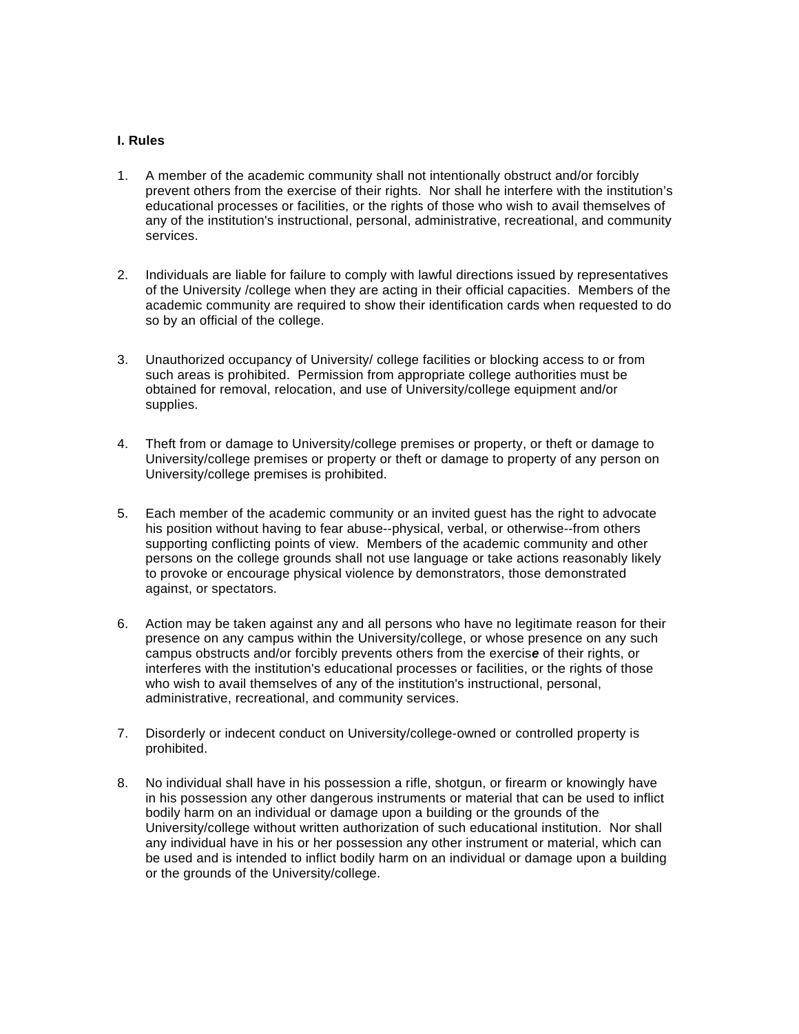**I. Rules**

1. A member of the academic community shall not intentionally obstruct and/or forcibly prevent others from the exercise of their rights. Nor shall he interfere with the institution's educational processes or facilities, or the rights of those who wish to avail themselves of any of the institution's instructional, personal, administrative, recreational, and community services.

2. Individuals are liable for failure to comply with lawful directions issued by representatives of the University /college when they are acting in their official capacities. Members of the academic community are required to show their identification cards when requested to do so by an official of the college.

3. Unauthorized occupancy of University/ college facilities or blocking access to or from such areas is prohibited. Permission from appropriate college authorities must be obtained for removal, relocation, and use of University/college equipment and/or supplies.

4. Theft from or damage to University/college premises or property, or theft or damage to University/college premises or property or theft or damage to property of any person on University/college premises is prohibited.

5. Each member of the academic community or an invited guest has the right to advocate his position without having to fear abuse--physical, verbal, or otherwise--from others supporting conflicting points of view. Members of the academic community and other persons on the college grounds shall not use language or take actions reasonably likely to provoke or encourage physical violence by demonstrators, those demonstrated against, or spectators.

6. Action may be taken against any and all persons who have no legitimate reason for their presence on any campus within the University/college, or whose presence on any such campus obstructs and/or forcibly prevents others from the exercis***e*** of their rights, or interferes with the institution's educational processes or facilities, or the rights of those who wish to avail themselves of any of the institution's instructional, personal, administrative, recreational, and community services.

7. Disorderly or indecent conduct on University/college-owned or controlled property is prohibited.

8. No individual shall have in his possession a rifle, shotgun, or firearm or knowingly have in his possession any other dangerous instruments or material that can be used to inflict bodily harm on an individual or damage upon a building or the grounds of the University/college without written authorization of such educational institution. Nor shall any individual have in his or her possession any other instrument or material, which can be used and is intended to inflict bodily harm on an individual or damage upon a building or the grounds of the University/college.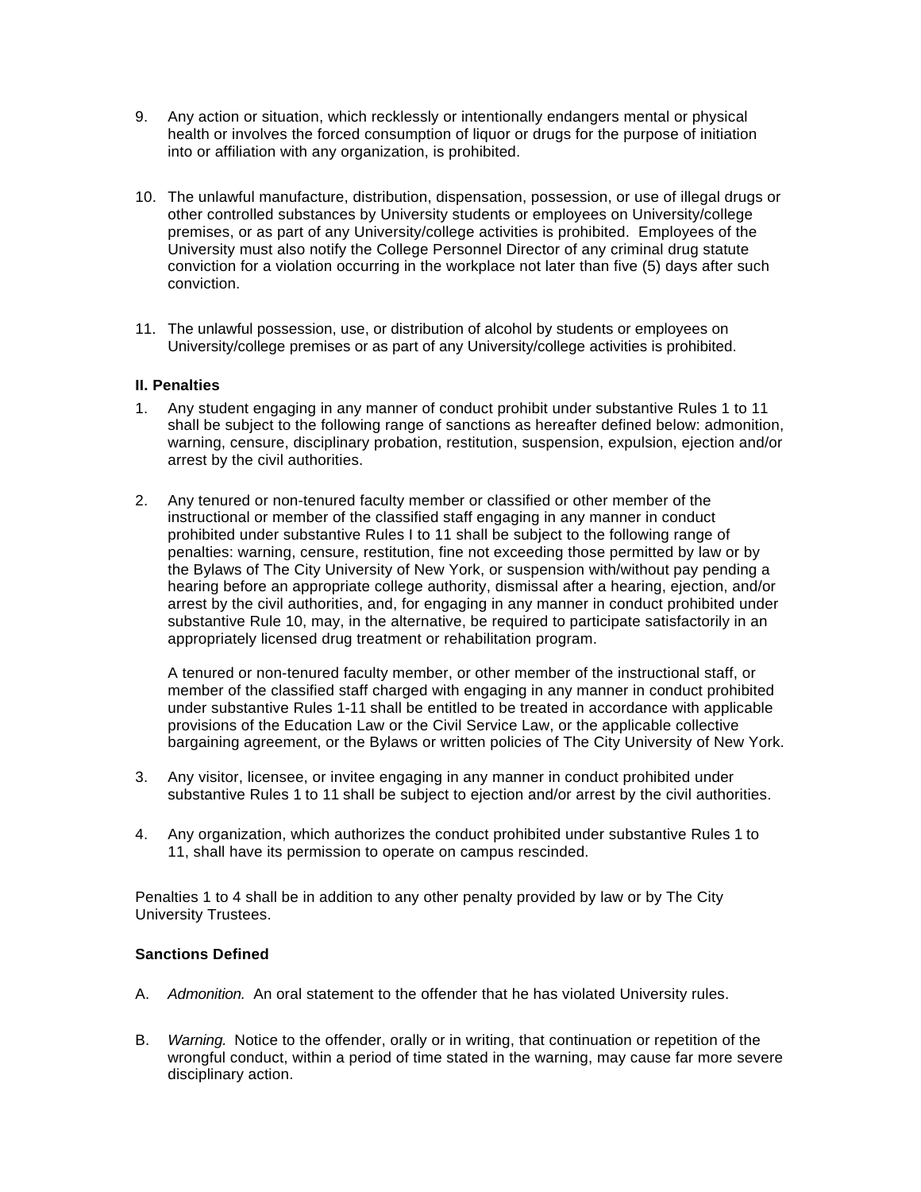9. Any action or situation, which recklessly or intentionally endangers mental or physical health or involves the forced consumption of liquor or drugs for the purpose of initiation into or affiliation with any organization, is prohibited.

10. The unlawful manufacture, distribution, dispensation, possession, or use of illegal drugs or other controlled substances by University students or employees on University/college premises, or as part of any University/college activities is prohibited. Employees of the University must also notify the College Personnel Director of any criminal drug statute conviction for a violation occurring in the workplace not later than five (5) days after such conviction.

11. The unlawful possession, use, or distribution of alcohol by students or employees on University/college premises or as part of any University/college activities is prohibited.

**II. Penalties**

1. Any student engaging in any manner of conduct prohibit under substantive Rules 1 to 11 shall be subject to the following range of sanctions as hereafter defined below: admonition, warning, censure, disciplinary probation, restitution, suspension, expulsion, ejection and/or arrest by the civil authorities.

2. Any tenured or non-tenured faculty member or classified or other member of the instructional or member of the classified staff engaging in any manner in conduct prohibited under substantive Rules I to 11 shall be subject to the following range of penalties: warning, censure, restitution, fine not exceeding those permitted by law or by the Bylaws of The City University of New York, or suspension with/without pay pending a hearing before an appropriate college authority, dismissal after a hearing, ejection, and/or arrest by the civil authorities, and, for engaging in any manner in conduct prohibited under substantive Rule 10, may, in the alternative, be required to participate satisfactorily in an appropriately licensed drug treatment or rehabilitation program.

   A tenured or non-tenured faculty member, or other member of the instructional staff, or member of the classified staff charged with engaging in any manner in conduct prohibited under substantive Rules 1-11 shall be entitled to be treated in accordance with applicable provisions of the Education Law or the Civil Service Law, or the applicable collective bargaining agreement, or the Bylaws or written policies of The City University of New York.

3. Any visitor, licensee, or invitee engaging in any manner in conduct prohibited under substantive Rules 1 to 11 shall be subject to ejection and/or arrest by the civil authorities.

4. Any organization, which authorizes the conduct prohibited under substantive Rules 1 to 11, shall have its permission to operate on campus rescinded.

Penalties 1 to 4 shall be in addition to any other penalty provided by law or by The City University Trustees.

**Sanctions Defined**

A. *Admonition.* An oral statement to the offender that he has violated University rules.

B. *Warning.* Notice to the offender, orally or in writing, that continuation or repetition of the wrongful conduct, within a period of time stated in the warning, may cause far more severe disciplinary action.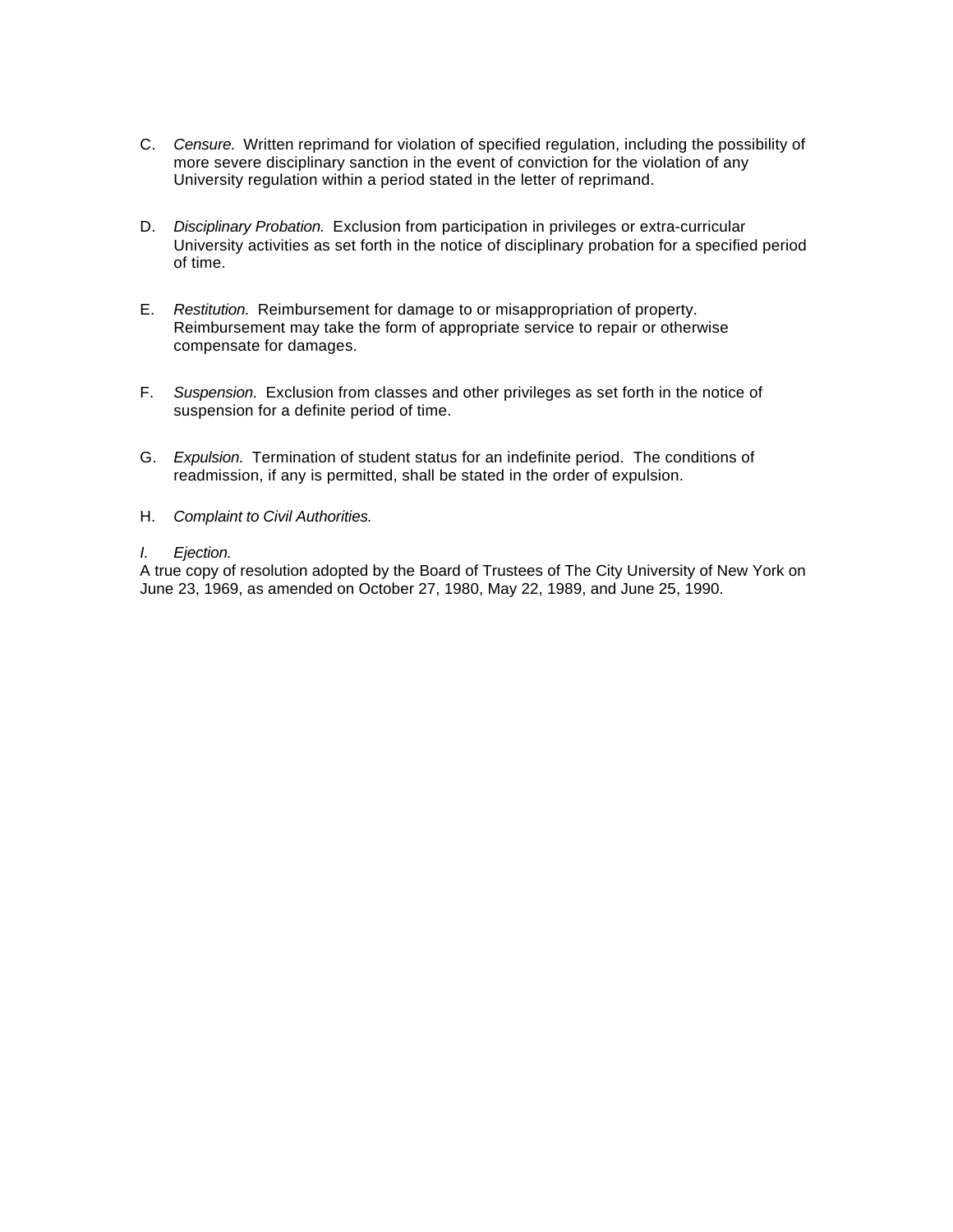C. *Censure.* Written reprimand for violation of specified regulation, including the possibility of more severe disciplinary sanction in the event of conviction for the violation of any University regulation within a period stated in the letter of reprimand.

D. *Disciplinary Probation.* Exclusion from participation in privileges or extra-curricular University activities as set forth in the notice of disciplinary probation for a specified period of time.

E. *Restitution.* Reimbursement for damage to or misappropriation of property. Reimbursement may take the form of appropriate service to repair or otherwise compensate for damages.

F. *Suspension.* Exclusion from classes and other privileges as set forth in the notice of suspension for a definite period of time.

G. *Expulsion.* Termination of student status for an indefinite period. The conditions of readmission, if any is permitted, shall be stated in the order of expulsion.

H. *Complaint to Civil Authorities.*

*I. Ejection.*

A true copy of resolution adopted by the Board of Trustees of The City University of New York on June 23, 1969, as amended on October 27, 1980, May 22, 1989, and June 25, 1990.